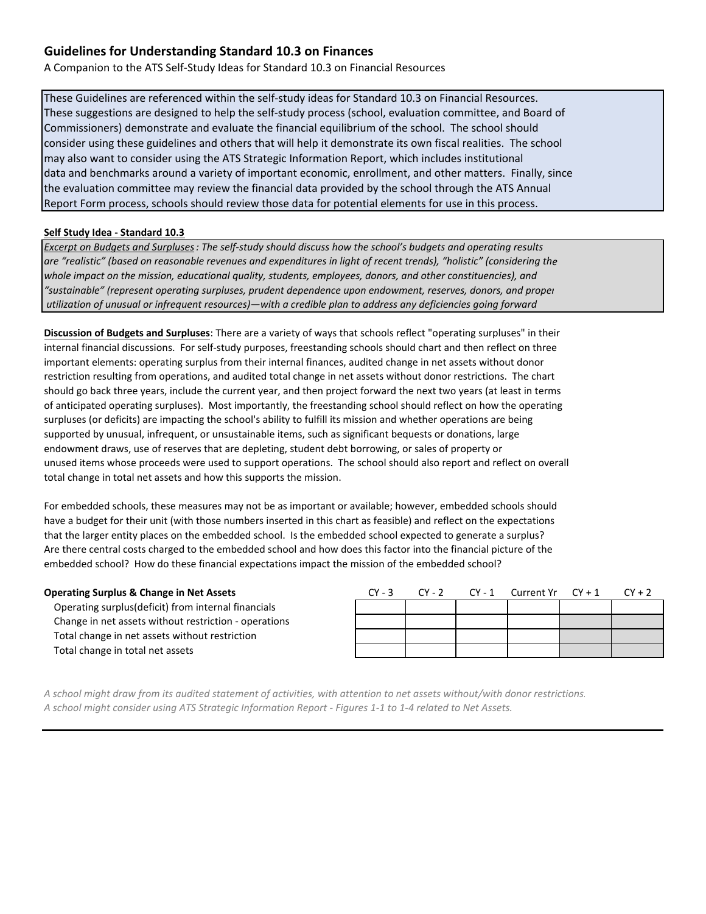## Guidelines for Understanding Standard 10.3 on Finances

A Companion to the ATS Self-Study Ideas for Standard 10.3 on Financial Resources

These Guidelines are referenced within the self-study ideas for Standard 10.3 on Financial Resources. These suggestions are designed to help the self-study process (school, evaluation committee, and Board of Commissioners) demonstrate and evaluate the financial equilibrium of the school. The school should consider using these guidelines and others that will help it demonstrate its own fiscal realities. The school may also want to consider using the ATS Strategic Information Report, which includes institutional data and benchmarks around a variety of important economic, enrollment, and other matters. Finally, since the evaluation committee may review the financial data provided by the school through the ATS Annual Report Form process, schools should review those data for potential elements for use in this process.

**Self Study Idea - Standard 10.3**

*Excerpt on Budgets and Surpluses: The self-study should discuss how the school's budgets and operating results are "realistic" (based on reasonable revenues and expenditures in light of recent trends), "holistic" (considering the whole impact on the mission, educational quality, students, employees, donors, and other constituencies), and "sustainable" (represent operating surpluses, prudent dependence upon endowment, reserves, donors, and proper utilization of unusual or infrequent resources)—with a credible plan to address any deficiencies going forward*

**Discussion of Budgets and Surpluses**: There are a variety of ways that schools reflect "operating surpluses" in their internal financial discussions. For self-study purposes, freestanding schools should chart and then reflect on three important elements: operating surplus from their internal finances, audited change in net assets without donor restriction resulting from operations, and audited total change in net assets without donor restrictions. The chart should go back three years, include the current year, and then project forward the next two years (at least in terms of anticipated operating surpluses). Most importantly, the freestanding school should reflect on how the operating surpluses (or deficits) are impacting the school's ability to fulfill its mission and whether operations are being supported by unusual, infrequent, or unsustainable items, such as significant bequests or donations, large endowment draws, use of reserves that are depleting, student debt borrowing, or sales of property or unused items whose proceeds were used to support operations. The school should also report and reflect on overall total change in total net assets and how this supports the mission.

For embedded schools, these measures may not be as important or available; however, embedded schools should have a budget for their unit (with those numbers inserted in this chart as feasible) and reflect on the expectations that the larger entity places on the embedded school. Is the embedded school expected to generate a surplus? Are there central costs charged to the embedded school and how does this factor into the financial picture of the embedded school? How do these financial expectations impact the mission of the embedded school?

| **Operating Surplus & Change in Net Assets** | CY - 3 | CY - 2 | CY - 1 | Current Yr | CY + 1 | CY + 2 |
| --- | --- | --- | --- | --- | --- | --- |
| Operating surplus(deficit) from internal financials | | | | | | |
| Change in net assets without restriction - operations | | | | | | |
| Total change in net assets without restriction | | | | | | |
| Total change in total net assets | | | | | | |

*A school might draw from its audited statement of activities, with attention to net assets without/with donor restrictions.*
*A school might consider using ATS Strategic Information Report - Figures 1-1 to 1-4 related to Net Assets.*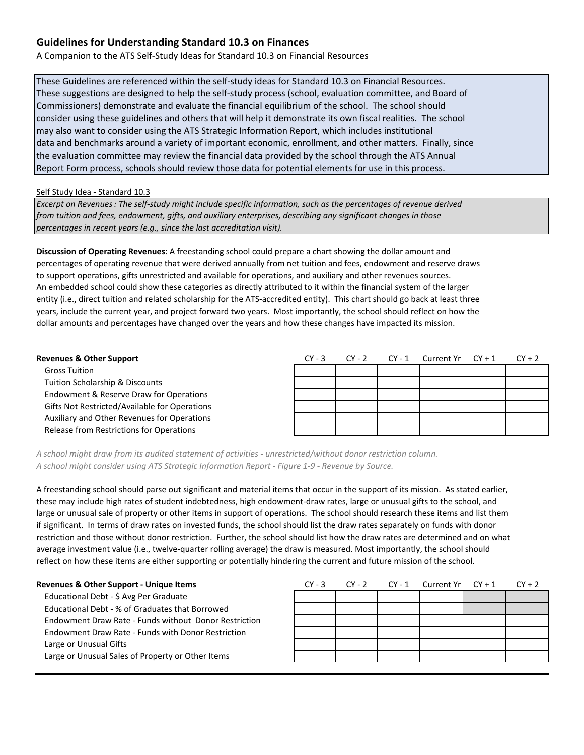## Guidelines for Understanding Standard 10.3 on Finances

A Companion to the ATS Self-Study Ideas for Standard 10.3 on Financial Resources

These Guidelines are referenced within the self-study ideas for Standard 10.3 on Financial Resources. These suggestions are designed to help the self-study process (school, evaluation committee, and Board of Commissioners) demonstrate and evaluate the financial equilibrium of the school. The school should consider using these guidelines and others that will help it demonstrate its own fiscal realities. The school may also want to consider using the ATS Strategic Information Report, which includes institutional data and benchmarks around a variety of important economic, enrollment, and other matters. Finally, since the evaluation committee may review the financial data provided by the school through the ATS Annual Report Form process, schools should review those data for potential elements for use in this process.

Self Study Idea - Standard 10.3

*Excerpt on Revenues : The self-study might include specific information, such as the percentages of revenue derived from tuition and fees, endowment, gifts, and auxiliary enterprises, describing any significant changes in those percentages in recent years (e.g., since the last accreditation visit).*

**Discussion of Operating Revenues**: A freestanding school could prepare a chart showing the dollar amount and percentages of operating revenue that were derived annually from net tuition and fees, endowment and reserve draws to support operations, gifts unrestricted and available for operations, and auxiliary and other revenues sources. An embedded school could show these categories as directly attributed to it within the financial system of the larger entity (i.e., direct tuition and related scholarship for the ATS-accredited entity). This chart should go back at least three years, include the current year, and project forward two years. Most importantly, the school should reflect on how the dollar amounts and percentages have changed over the years and how these changes have impacted its mission.

| **Revenues & Other Support** | CY - 3 | CY - 2 | CY - 1 | Current Yr | CY + 1 | CY + 2 |
|---|---|---|---|---|---|---|
| Gross Tuition | | | | | | |
| Tuition Scholarship & Discounts | | | | | | |
| Endowment & Reserve Draw for Operations | | | | | | |
| Gifts Not Restricted/Available for Operations | | | | | | |
| Auxiliary and Other Revenues for Operations | | | | | | |
| Release from Restrictions for Operations | | | | | | |

*A school might draw from its audited statement of activities - unrestricted/without donor restriction column.*
*A school might consider using ATS Strategic Information Report - Figure 1-9 - Revenue by Source.*

A freestanding school should parse out significant and material items that occur in the support of its mission. As stated earlier, these may include high rates of student indebtedness, high endowment-draw rates, large or unusual gifts to the school, and large or unusual sale of property or other items in support of operations. The school should research these items and list them if significant. In terms of draw rates on invested funds, the school should list the draw rates separately on funds with donor restriction and those without donor restriction. Further, the school should list how the draw rates are determined and on what average investment value (i.e., twelve-quarter rolling average) the draw is measured. Most importantly, the school should reflect on how these items are either supporting or potentially hindering the current and future mission of the school.

| **Revenues & Other Support - Unique Items** | CY - 3 | CY - 2 | CY - 1 | Current Yr | CY + 1 | CY + 2 |
|---|---|---|---|---|---|---|
| Educational Debt - $ Avg Per Graduate | | | | | | |
| Educational Debt - % of Graduates that Borrowed | | | | | | |
| Endowment Draw Rate - Funds without Donor Restriction | | | | | | |
| Endowment Draw Rate - Funds with Donor Restriction | | | | | | |
| Large or Unusual Gifts | | | | | | |
| Large or Unusual Sales of Property or Other Items | | | | | | |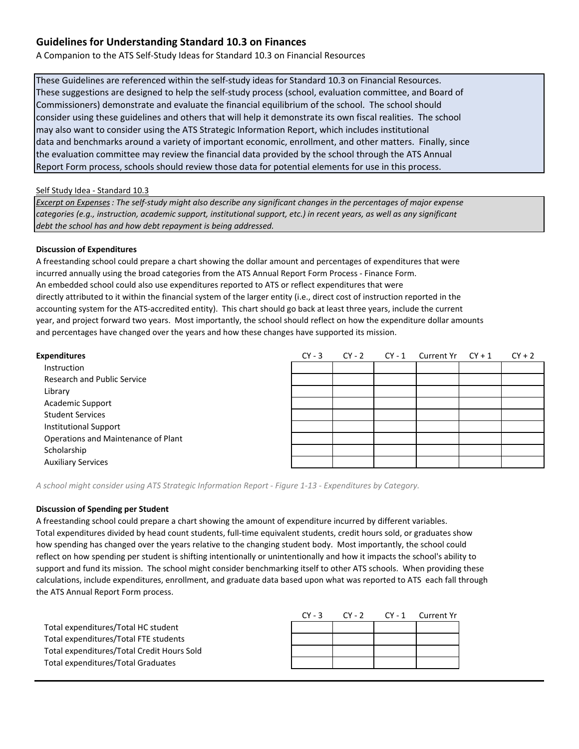## Guidelines for Understanding Standard 10.3 on Finances

A Companion to the ATS Self-Study Ideas for Standard 10.3 on Financial Resources

These Guidelines are referenced within the self-study ideas for Standard 10.3 on Financial Resources. These suggestions are designed to help the self-study process (school, evaluation committee, and Board of Commissioners) demonstrate and evaluate the financial equilibrium of the school. The school should consider using these guidelines and others that will help it demonstrate its own fiscal realities. The school may also want to consider using the ATS Strategic Information Report, which includes institutional data and benchmarks around a variety of important economic, enrollment, and other matters. Finally, since the evaluation committee may review the financial data provided by the school through the ATS Annual Report Form process, schools should review those data for potential elements for use in this process.

Self Study Idea - Standard 10.3

*Excerpt on Expenses : The self-study might also describe any significant changes in the percentages of major expense categories (e.g., instruction, academic support, institutional support, etc.) in recent years, as well as any significant debt the school has and how debt repayment is being addressed.*

**Discussion of Expenditures**

A freestanding school could prepare a chart showing the dollar amount and percentages of expenditures that were incurred annually using the broad categories from the ATS Annual Report Form Process - Finance Form. An embedded school could also use expenditures reported to ATS or reflect expenditures that were directly attributed to it within the financial system of the larger entity (i.e., direct cost of instruction reported in the accounting system for the ATS-accredited entity). This chart should go back at least three years, include the current year, and project forward two years. Most importantly, the school should reflect on how the expenditure dollar amounts and percentages have changed over the years and how these changes have supported its mission.

| **Expenditures** | CY - 3 | CY - 2 | CY - 1 | Current Yr | CY + 1 | CY + 2 |
|---|---|---|---|---|---|---|
| Instruction | | | | | | |
| Research and Public Service | | | | | | |
| Library | | | | | | |
| Academic Support | | | | | | |
| Student Services | | | | | | |
| Institutional Support | | | | | | |
| Operations and Maintenance of Plant | | | | | | |
| Scholarship | | | | | | |
| Auxiliary Services | | | | | | |

*A school might consider using ATS Strategic Information Report - Figure 1-13 - Expenditures by Category.*

**Discussion of Spending per Student**

A freestanding school could prepare a chart showing the amount of expenditure incurred by different variables. Total expenditures divided by head count students, full-time equivalent students, credit hours sold, or graduates show how spending has changed over the years relative to the changing student body. Most importantly, the school could reflect on how spending per student is shifting intentionally or unintentionally and how it impacts the school's ability to support and fund its mission. The school might consider benchmarking itself to other ATS schools. When providing these calculations, include expenditures, enrollment, and graduate data based upon what was reported to ATS each fall through the ATS Annual Report Form process.

| | CY - 3 | CY - 2 | CY - 1 | Current Yr |
|---|---|---|---|---|
| Total expenditures/Total HC student | | | | |
| Total expenditures/Total FTE students | | | | |
| Total expenditures/Total Credit Hours Sold | | | | |
| Total expenditures/Total Graduates | | | | |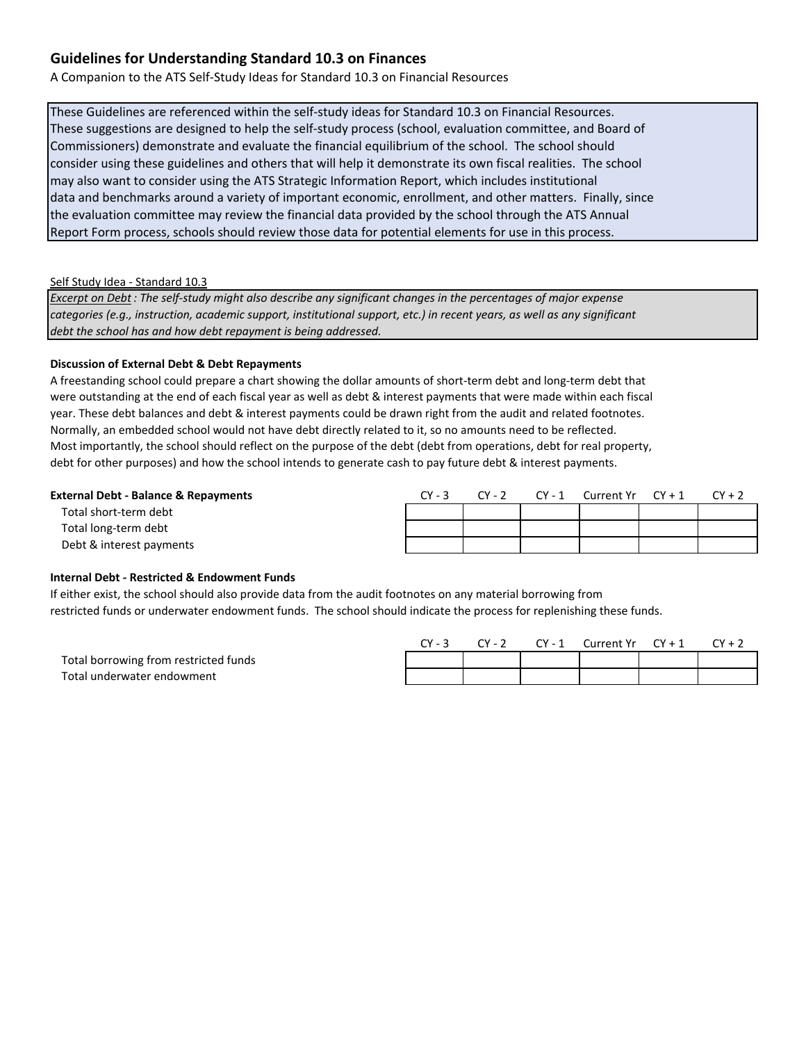## Guidelines for Understanding Standard 10.3 on Finances

A Companion to the ATS Self-Study Ideas for Standard 10.3 on Financial Resources

These Guidelines are referenced within the self-study ideas for Standard 10.3 on Financial Resources. These suggestions are designed to help the self-study process (school, evaluation committee, and Board of Commissioners) demonstrate and evaluate the financial equilibrium of the school. The school should consider using these guidelines and others that will help it demonstrate its own fiscal realities. The school may also want to consider using the ATS Strategic Information Report, which includes institutional data and benchmarks around a variety of important economic, enrollment, and other matters. Finally, since the evaluation committee may review the financial data provided by the school through the ATS Annual Report Form process, schools should review those data for potential elements for use in this process.

Self Study Idea - Standard 10.3

*Excerpt on Debt : The self-study might also describe any significant changes in the percentages of major expense categories (e.g., instruction, academic support, institutional support, etc.) in recent years, as well as any significant debt the school has and how debt repayment is being addressed.*

**Discussion of External Debt & Debt Repayments**

A freestanding school could prepare a chart showing the dollar amounts of short-term debt and long-term debt that were outstanding at the end of each fiscal year as well as debt & interest payments that were made within each fiscal year. These debt balances and debt & interest payments could be drawn right from the audit and related footnotes. Normally, an embedded school would not have debt directly related to it, so no amounts need to be reflected. Most importantly, the school should reflect on the purpose of the debt (debt from operations, debt for real property, debt for other purposes) and how the school intends to generate cash to pay future debt & interest payments.

| **External Debt - Balance & Repayments** | CY - 3 | CY - 2 | CY - 1 | Current Yr | CY + 1 | CY + 2 |
|---|---|---|---|---|---|---|
| Total short-term debt | | | | | | |
| Total long-term debt | | | | | | |
| Debt & interest payments | | | | | | |

**Internal Debt - Restricted & Endowment Funds**

If either exist, the school should also provide data from the audit footnotes on any material borrowing from restricted funds or underwater endowment funds. The school should indicate the process for replenishing these funds.

| | CY - 3 | CY - 2 | CY - 1 | Current Yr | CY + 1 | CY + 2 |
|---|---|---|---|---|---|---|
| Total borrowing from restricted funds | | | | | | |
| Total underwater endowment | | | | | | |